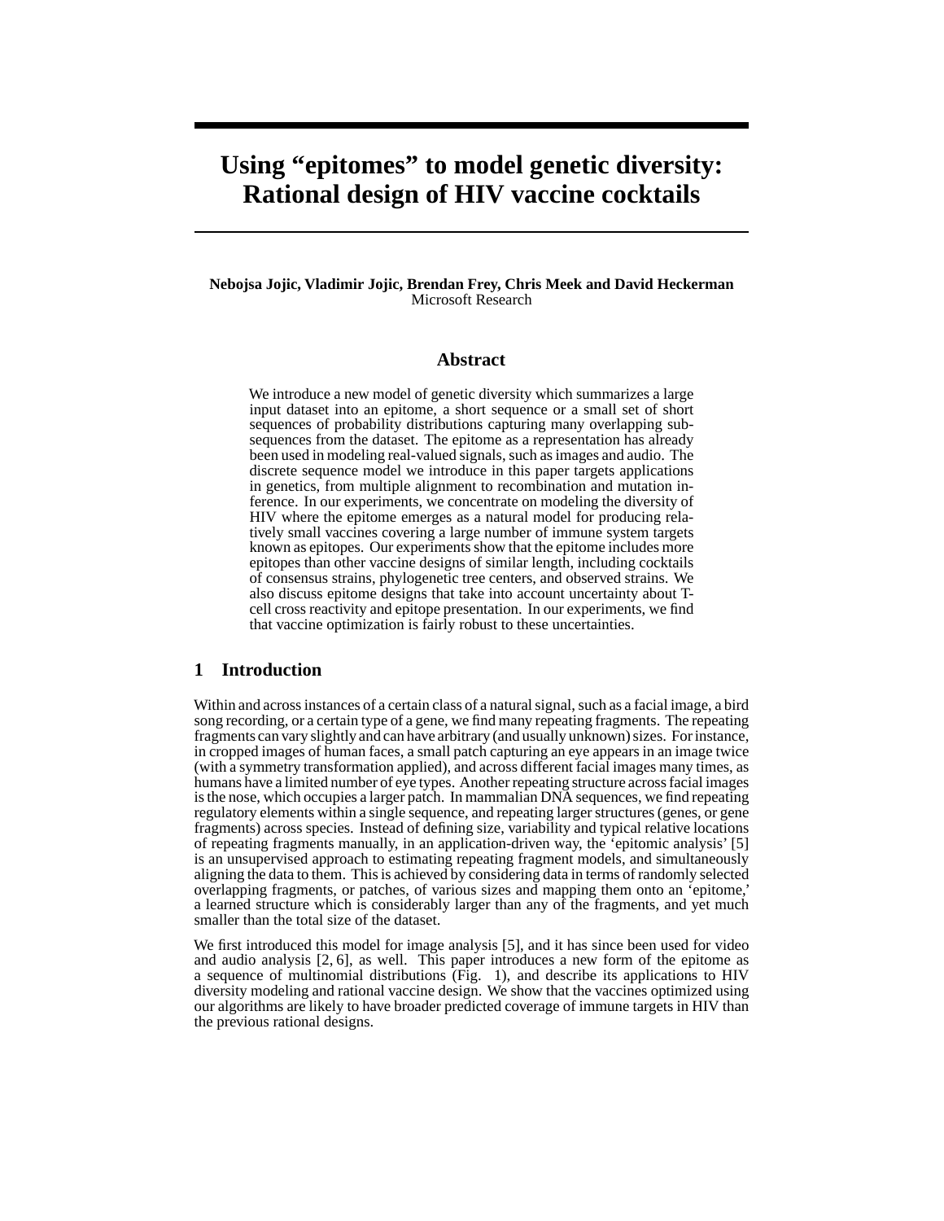# Using "epitomes" to model genetic diversity: Rational design of HIV vaccine cocktails

**Nebojsa Jojic, Vladimir Jojic, Brendan Frey, Chris Meek and David Heckerman**
Microsoft Research

## Abstract

We introduce a new model of genetic diversity which summarizes a large input dataset into an epitome, a short sequence or a small set of short sequences of probability distributions capturing many overlapping subsequences from the dataset. The epitome as a representation has already been used in modeling real-valued signals, such as images and audio. The discrete sequence model we introduce in this paper targets applications in genetics, from multiple alignment to recombination and mutation inference. In our experiments, we concentrate on modeling the diversity of HIV where the epitome emerges as a natural model for producing relatively small vaccines covering a large number of immune system targets known as epitopes. Our experiments show that the epitome includes more epitopes than other vaccine designs of similar length, including cocktails of consensus strains, phylogenetic tree centers, and observed strains. We also discuss epitome designs that take into account uncertainty about T-cell cross reactivity and epitope presentation. In our experiments, we find that vaccine optimization is fairly robust to these uncertainties.

## 1 Introduction

Within and across instances of a certain class of a natural signal, such as a facial image, a bird song recording, or a certain type of a gene, we find many repeating fragments. The repeating fragments can vary slightly and can have arbitrary (and usually unknown) sizes. For instance, in cropped images of human faces, a small patch capturing an eye appears in an image twice (with a symmetry transformation applied), and across different facial images many times, as humans have a limited number of eye types. Another repeating structure across facial images is the nose, which occupies a larger patch. In mammalian DNA sequences, we find repeating regulatory elements within a single sequence, and repeating larger structures (genes, or gene fragments) across species. Instead of defining size, variability and typical relative locations of repeating fragments manually, in an application-driven way, the 'epitomic analysis' [5] is an unsupervised approach to estimating repeating fragment models, and simultaneously aligning the data to them. This is achieved by considering data in terms of randomly selected overlapping fragments, or patches, of various sizes and mapping them onto an 'epitome,' a learned structure which is considerably larger than any of the fragments, and yet much smaller than the total size of the dataset.

We first introduced this model for image analysis [5], and it has since been used for video and audio analysis [2, 6], as well. This paper introduces a new form of the epitome as a sequence of multinomial distributions (Fig. 1), and describe its applications to HIV diversity modeling and rational vaccine design. We show that the vaccines optimized using our algorithms are likely to have broader predicted coverage of immune targets in HIV than the previous rational designs.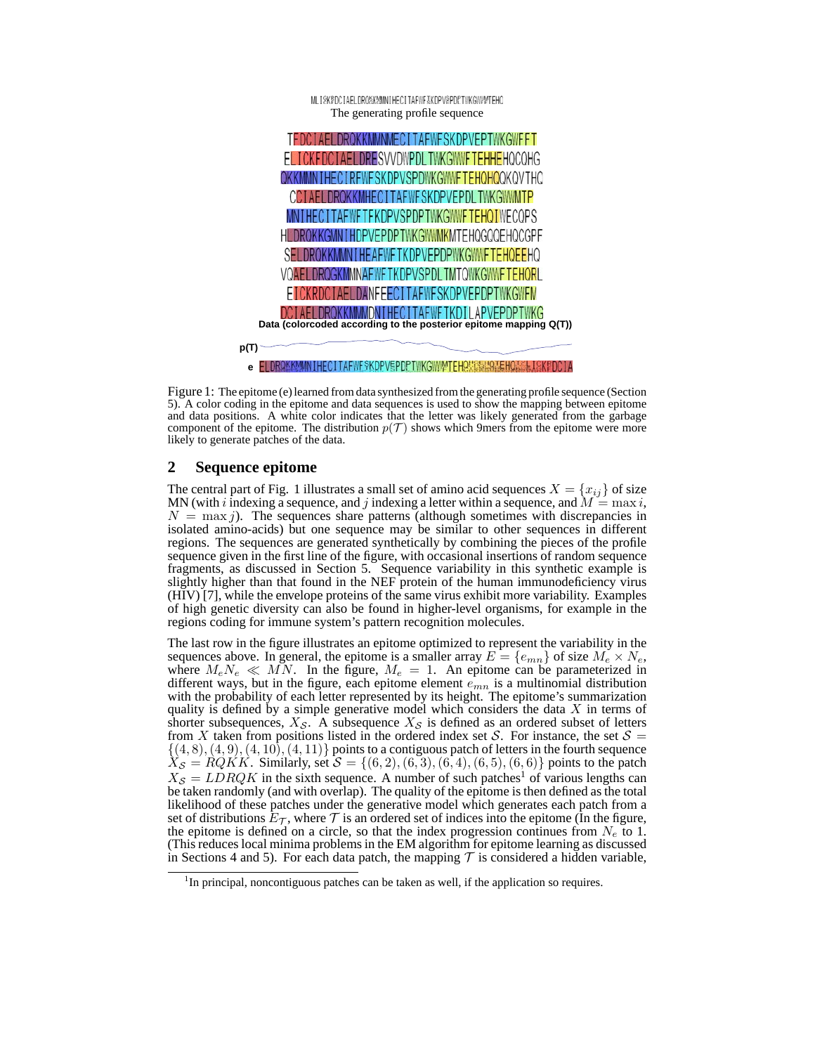Figure 1: The epitome (e) learned from data synthesized from the generating profile sequence (Section 5). A color coding in the epitome and data sequences is used to show the mapping between epitome and data positions. A white color indicates that the letter was likely generated from the garbage component of the epitome. The distribution $p(\mathcal{T})$ shows which 9mers from the epitome were more likely to generate patches of the data.

## 2 Sequence epitome

The central part of Fig. 1 illustrates a small set of amino acid sequences $X = \{x_{ij}\}$ of size MN (with $i$ indexing a sequence, and $j$ indexing a letter within a sequence, and $M = \max i$, $N = \max j$). The sequences share patterns (although sometimes with discrepancies in isolated amino-acids) but one sequence may be similar to other sequences in different regions. The sequences are generated synthetically by combining the pieces of the profile sequence given in the first line of the figure, with occasional insertions of random sequence fragments, as discussed in Section 5. Sequence variability in this synthetic example is slightly higher than that found in the NEF protein of the human immunodeficiency virus (HIV) [7], while the envelope proteins of the same virus exhibit more variability. Examples of high genetic diversity can also be found in higher-level organisms, for example in the regions coding for immune system's pattern recognition molecules.

The last row in the figure illustrates an epitome optimized to represent the variability in the sequences above. In general, the epitome is a smaller array $E = \{e_{mn}\}$ of size $M_e \times N_e$, where $M_e N_e \ll MN$. In the figure, $M_e = 1$. An epitome can be parameterized in different ways, but in the figure, each epitome element $e_{mn}$ is a multinomial distribution with the probability of each letter represented by its height. The epitome's summarization quality is defined by a simple generative model which considers the data $X$ in terms of shorter subsequences, $X_{\mathcal{S}}$. A subsequence $X_{\mathcal{S}}$ is defined as an ordered subset of letters from $X$ taken from positions listed in the ordered index set $\mathcal{S}$. For instance, the set $\mathcal{S} = \{(4,8),(4,9),(4,10),(4,11)\}$ points to a contiguous patch of letters in the fourth sequence $X_{\mathcal{S}} = RQKK$. Similarly, set $\mathcal{S} = \{(6,2),(6,3),(6,4),(6,5),(6,6)\}$ points to the patch $X_{\mathcal{S}} = LDRQK$ in the sixth sequence. A number of such patches[1] of various lengths can be taken randomly (and with overlap). The quality of the epitome is then defined as the total likelihood of these patches under the generative model which generates each patch from a set of distributions $E_{\mathcal{T}}$, where $\mathcal{T}$ is an ordered set of indices into the epitome (In the figure, the epitome is defined on a circle, so that the index progression continues from $N_e$ to 1. (This reduces local minima problems in the EM algorithm for epitome learning as discussed in Sections 4 and 5). For each data patch, the mapping $\mathcal{T}$ is considered a hidden variable,

[1] In principal, noncontiguous patches can be taken as well, if the application so requires.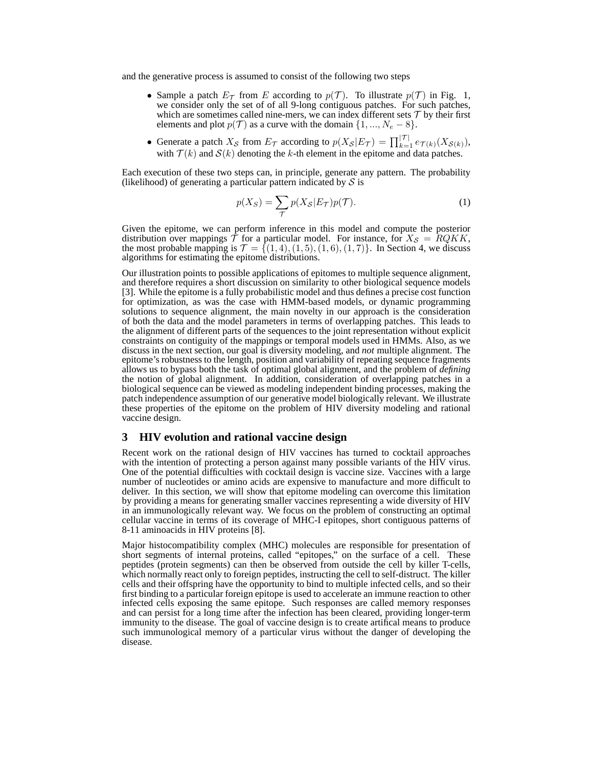and the generative process is assumed to consist of the following two steps

- Sample a patch $E_{\mathcal{T}}$ from $E$ according to $p(\mathcal{T})$. To illustrate $p(\mathcal{T})$ in Fig. 1, we consider only the set of of all 9-long contiguous patches. For such patches, which are sometimes called nine-mers, we can index different sets $\mathcal{T}$ by their first elements and plot $p(\mathcal{T})$ as a curve with the domain $\{1, ..., N_e - 8\}$.
- Generate a patch $X_{\mathcal{S}}$ from $E_{\mathcal{T}}$ according to $p(X_{\mathcal{S}}|E_{\mathcal{T}}) = \prod_{k=1}^{|\mathcal{T}|} e_{\mathcal{T}(k)}(X_{\mathcal{S}(k)})$, with $\mathcal{T}(k)$ and $\mathcal{S}(k)$ denoting the $k$-th element in the epitome and data patches.

Each execution of these two steps can, in principle, generate any pattern. The probability (likelihood) of generating a particular pattern indicated by $\mathcal{S}$ is

$$p(X_S) = \sum_{\mathcal{T}} p(X_{\mathcal{S}}|E_{\mathcal{T}})p(\mathcal{T}). \tag{1}$$

Given the epitome, we can perform inference in this model and compute the posterior distribution over mappings $\mathcal{T}$ for a particular model. For instance, for $X_{\mathcal{S}} = RQKK$, the most probable mapping is $\mathcal{T} = \{(1,4),(1,5),(1,6),(1,7)\}$. In Section 4, we discuss algorithms for estimating the epitome distributions.

Our illustration points to possible applications of epitomes to multiple sequence alignment, and therefore requires a short discussion on similarity to other biological sequence models [3]. While the epitome is a fully probabilistic model and thus defines a precise cost function for optimization, as was the case with HMM-based models, or dynamic programming solutions to sequence alignment, the main novelty in our approach is the consideration of both the data and the model parameters in terms of overlapping patches. This leads to the alignment of different parts of the sequences to the joint representation without explicit constraints on contiguity of the mappings or temporal models used in HMMs. Also, as we discuss in the next section, our goal is diversity modeling, and *not* multiple alignment. The epitome's robustness to the length, position and variability of repeating sequence fragments allows us to bypass both the task of optimal global alignment, and the problem of *defining* the notion of global alignment. In addition, consideration of overlapping patches in a biological sequence can be viewed as modeling independent binding processes, making the patch independence assumption of our generative model biologically relevant. We illustrate these properties of the epitome on the problem of HIV diversity modeling and rational vaccine design.

## 3 HIV evolution and rational vaccine design

Recent work on the rational design of HIV vaccines has turned to cocktail approaches with the intention of protecting a person against many possible variants of the HIV virus. One of the potential difficulties with cocktail design is vaccine size. Vaccines with a large number of nucleotides or amino acids are expensive to manufacture and more difficult to deliver. In this section, we will show that epitome modeling can overcome this limitation by providing a means for generating smaller vaccines representing a wide diversity of HIV in an immunologically relevant way. We focus on the problem of constructing an optimal cellular vaccine in terms of its coverage of MHC-I epitopes, short contiguous patterns of 8-11 aminoacids in HIV proteins [8].

Major histocompatibility complex (MHC) molecules are responsible for presentation of short segments of internal proteins, called "epitopes," on the surface of a cell. These peptides (protein segments) can then be observed from outside the cell by killer T-cells, which normally react only to foreign peptides, instructing the cell to self-distruct. The killer cells and their offspring have the opportunity to bind to multiple infected cells, and so their first binding to a particular foreign epitope is used to accelerate an immune reaction to other infected cells exposing the same epitope. Such responses are called memory responses and can persist for a long time after the infection has been cleared, providing longer-term immunity to the disease. The goal of vaccine design is to create artifical means to produce such immunological memory of a particular virus without the danger of developing the disease.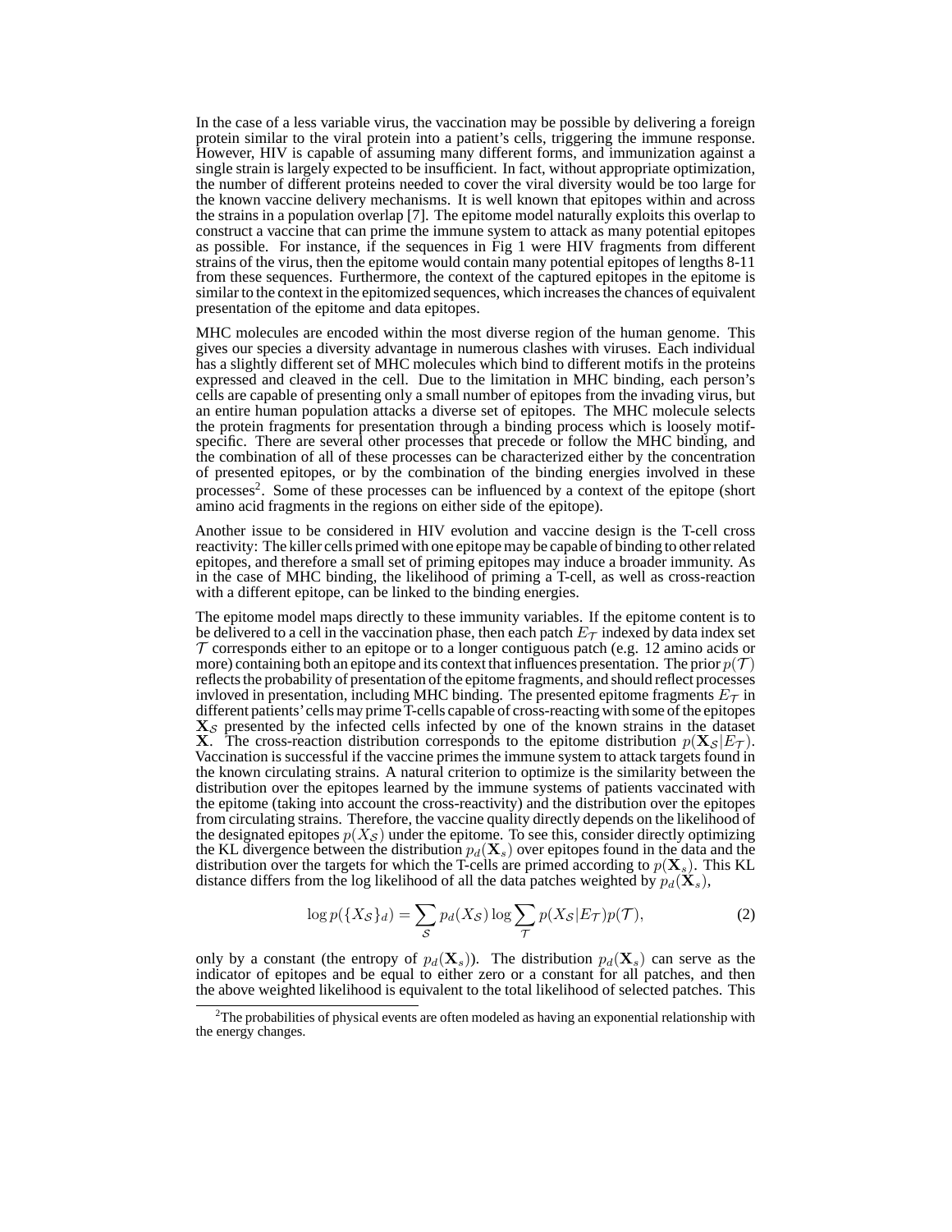In the case of a less variable virus, the vaccination may be possible by delivering a foreign protein similar to the viral protein into a patient's cells, triggering the immune response. However, HIV is capable of assuming many different forms, and immunization against a single strain is largely expected to be insufficient. In fact, without appropriate optimization, the number of different proteins needed to cover the viral diversity would be too large for the known vaccine delivery mechanisms. It is well known that epitopes within and across the strains in a population overlap [7]. The epitome model naturally exploits this overlap to construct a vaccine that can prime the immune system to attack as many potential epitopes as possible. For instance, if the sequences in Fig 1 were HIV fragments from different strains of the virus, then the epitome would contain many potential epitopes of lengths 8-11 from these sequences. Furthermore, the context of the captured epitopes in the epitome is similar to the context in the epitomized sequences, which increases the chances of equivalent presentation of the epitome and data epitopes.

MHC molecules are encoded within the most diverse region of the human genome. This gives our species a diversity advantage in numerous clashes with viruses. Each individual has a slightly different set of MHC molecules which bind to different motifs in the proteins expressed and cleaved in the cell. Due to the limitation in MHC binding, each person's cells are capable of presenting only a small number of epitopes from the invading virus, but an entire human population attacks a diverse set of epitopes. The MHC molecule selects the protein fragments for presentation through a binding process which is loosely motif-specific. There are several other processes that precede or follow the MHC binding, and the combination of all of these processes can be characterized either by the concentration of presented epitopes, or by the combination of the binding energies involved in these processes[2]. Some of these processes can be influenced by a context of the epitope (short amino acid fragments in the regions on either side of the epitope).

Another issue to be considered in HIV evolution and vaccine design is the T-cell cross reactivity: The killer cells primed with one epitope may be capable of binding to other related epitopes, and therefore a small set of priming epitopes may induce a broader immunity. As in the case of MHC binding, the likelihood of priming a T-cell, as well as cross-reaction with a different epitope, can be linked to the binding energies.

The epitome model maps directly to these immunity variables. If the epitome content is to be delivered to a cell in the vaccination phase, then each patch $E_{\mathcal{T}}$ indexed by data index set $\mathcal{T}$ corresponds either to an epitope or to a longer contiguous patch (e.g. 12 amino acids or more) containing both an epitope and its context that influences presentation. The prior $p(\mathcal{T})$ reflects the probability of presentation of the epitome fragments, and should reflect processes invloved in presentation, including MHC binding. The presented epitome fragments $E_{\mathcal{T}}$ in different patients' cells may prime T-cells capable of cross-reacting with some of the epitopes $\mathbf{X}_{\mathcal{S}}$ presented by the infected cells infected by one of the known strains in the dataset $\mathbf{X}$. The cross-reaction distribution corresponds to the epitome distribution $p(\mathbf{X}_{\mathcal{S}}|E_{\mathcal{T}})$. Vaccination is successful if the vaccine primes the immune system to attack targets found in the known circulating strains. A natural criterion to optimize is the similarity between the distribution over the epitopes learned by the immune systems of patients vaccinated with the epitome (taking into account the cross-reactivity) and the distribution over the epitopes from circulating strains. Therefore, the vaccine quality directly depends on the likelihood of the designated epitopes $p(X_{\mathcal{S}})$ under the epitome. To see this, consider directly optimizing the KL divergence between the distribution $p_d(\mathbf{X}_s)$ over epitopes found in the data and the distribution over the targets for which the T-cells are primed according to $p(\mathbf{X}_s)$. This KL distance differs from the log likelihood of all the data patches weighted by $p_d(\mathbf{X}_s)$,

$$\log p(\{X_{\mathcal{S}}\}_d) = \sum_{\mathcal{S}} p_d(X_{\mathcal{S}}) \log \sum_{\mathcal{T}} p(X_{\mathcal{S}}|E_{\mathcal{T}})p(\mathcal{T}), \tag{2}$$

only by a constant (the entropy of $p_d(\mathbf{X}_s)$). The distribution $p_d(\mathbf{X}_s)$ can serve as the indicator of epitopes and be equal to either zero or a constant for all patches, and then the above weighted likelihood is equivalent to the total likelihood of selected patches. This

[2] The probabilities of physical events are often modeled as having an exponential relationship with the energy changes.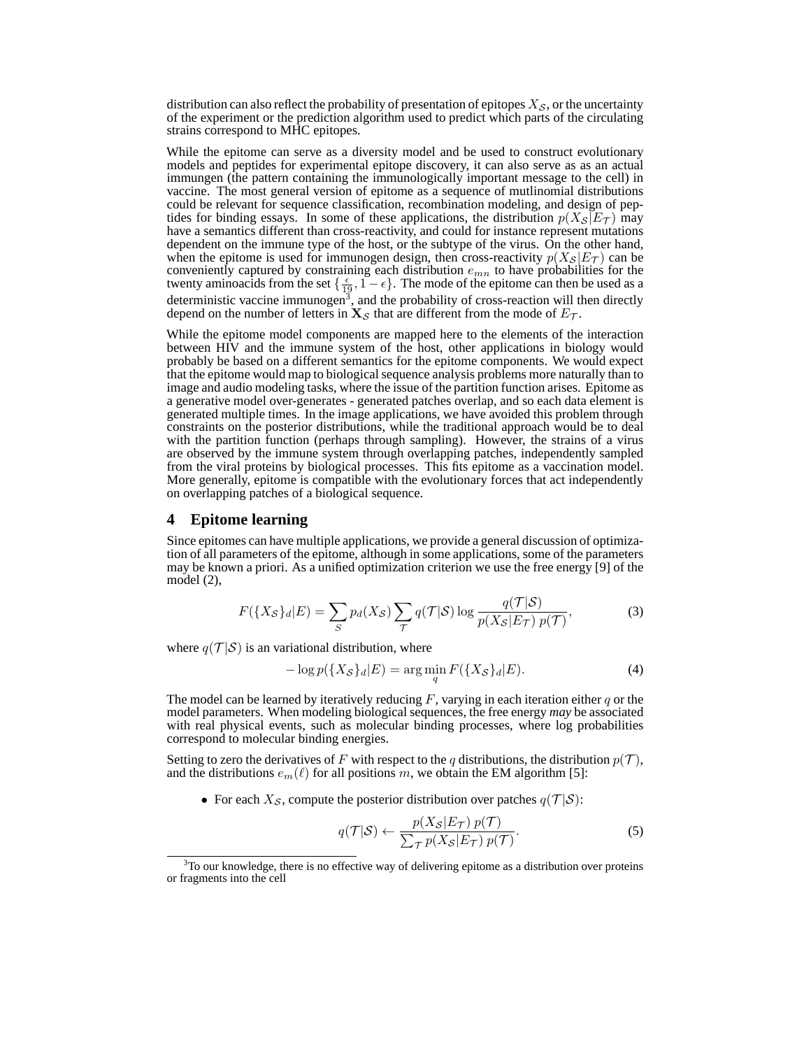distribution can also reflect the probability of presentation of epitopes $X_{\mathcal{S}}$, or the uncertainty of the experiment or the prediction algorithm used to predict which parts of the circulating strains correspond to MHC epitopes.

While the epitome can serve as a diversity model and be used to construct evolutionary models and peptides for experimental epitope discovery, it can also serve as as an actual immungen (the pattern containing the immunologically important message to the cell) in vaccine. The most general version of epitome as a sequence of mutlinomial distributions could be relevant for sequence classification, recombination modeling, and design of peptides for binding essays. In some of these applications, the distribution $p(X_{\mathcal{S}}|E_{\mathcal{T}})$ may have a semantics different than cross-reactivity, and could for instance represent mutations dependent on the immune type of the host, or the subtype of the virus. On the other hand, when the epitome is used for immunogen design, then cross-reactivity $p(X_{\mathcal{S}}|E_{\mathcal{T}})$ can be conveniently captured by constraining each distribution $e_{mn}$ to have probabilities for the twenty aminoacids from the set $\{\frac{\epsilon}{19}, 1-\epsilon\}$. The mode of the epitome can then be used as a deterministic vaccine immunogen[3], and the probability of cross-reaction will then directly depend on the number of letters in $\mathbf{X}_{\mathcal{S}}$ that are different from the mode of $E_{\mathcal{T}}$.

While the epitome model components are mapped here to the elements of the interaction between HIV and the immune system of the host, other applications in biology would probably be based on a different semantics for the epitome components. We would expect that the epitome would map to biological sequence analysis problems more naturally than to image and audio modeling tasks, where the issue of the partition function arises. Epitome as a generative model over-generates - generated patches overlap, and so each data element is generated multiple times. In the image applications, we have avoided this problem through constraints on the posterior distributions, while the traditional approach would be to deal with the partition function (perhaps through sampling). However, the strains of a virus are observed by the immune system through overlapping patches, independently sampled from the viral proteins by biological processes. This fits epitome as a vaccination model. More generally, epitome is compatible with the evolutionary forces that act independently on overlapping patches of a biological sequence.

## 4 Epitome learning

Since epitomes can have multiple applications, we provide a general discussion of optimization of all parameters of the epitome, although in some applications, some of the parameters may be known a priori. As a unified optimization criterion we use the free energy [9] of the model (2),

$$F(\{X_{\mathcal{S}}\}_d|E) = \sum_{S} p_d(X_{\mathcal{S}}) \sum_{\mathcal{T}} q(\mathcal{T}|\mathcal{S}) \log \frac{q(\mathcal{T}|\mathcal{S})}{p(X_{\mathcal{S}}|E_{\mathcal{T}})\, p(\mathcal{T})}, \tag{3}$$

where $q(\mathcal{T}|\mathcal{S})$ is an variational distribution, where

$$-\log p(\{X_{\mathcal{S}}\}_d|E) = \arg\min_{q} F(\{X_{\mathcal{S}}\}_d|E). \tag{4}$$

The model can be learned by iteratively reducing $F$, varying in each iteration either $q$ or the model parameters. When modeling biological sequences, the free energy *may* be associated with real physical events, such as molecular binding processes, where log probabilities correspond to molecular binding energies.

Setting to zero the derivatives of $F$ with respect to the $q$ distributions, the distribution $p(\mathcal{T})$, and the distributions $e_m(\ell)$ for all positions $m$, we obtain the EM algorithm [5]:

- For each $X_{\mathcal{S}}$, compute the posterior distribution over patches $q(\mathcal{T}|\mathcal{S})$:

$$q(\mathcal{T}|\mathcal{S}) \leftarrow \frac{p(X_{\mathcal{S}}|E_{\mathcal{T}})\, p(\mathcal{T})}{\sum_{\mathcal{T}} p(X_{\mathcal{S}}|E_{\mathcal{T}})\, p(\mathcal{T})}. \tag{5}$$

[3] To our knowledge, there is no effective way of delivering epitome as a distribution over proteins or fragments into the cell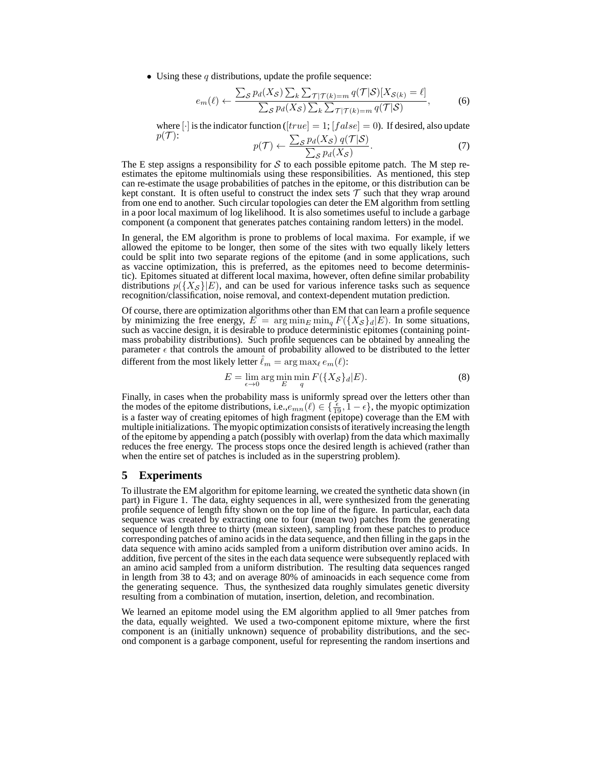- Using these $q$ distributions, update the profile sequence:

$$e_m(\ell) \leftarrow \frac{\sum_{\mathcal{S}} p_d(X_{\mathcal{S}}) \sum_k \sum_{\mathcal{T}|\mathcal{T}(k)=m} q(\mathcal{T}|\mathcal{S})[X_{\mathcal{S}(k)} = \ell]}{\sum_{\mathcal{S}} p_d(X_{\mathcal{S}}) \sum_k \sum_{\mathcal{T}|\mathcal{T}(k)=m} q(\mathcal{T}|\mathcal{S})}, \tag{6}$$

  where $[\cdot]$ is the indicator function ($[true] = 1$; $[false] = 0$). If desired, also update $p(\mathcal{T})$:

$$p(\mathcal{T}) \leftarrow \frac{\sum_{\mathcal{S}} p_d(X_{\mathcal{S}})\, q(\mathcal{T}|\mathcal{S})}{\sum_{\mathcal{S}} p_d(X_{\mathcal{S}})}. \tag{7}$$

The E step assigns a responsibility for $\mathcal{S}$ to each possible epitome patch. The M step re-estimates the epitome multinomials using these responsibilities. As mentioned, this step can re-estimate the usage probabilities of patches in the epitome, or this distribution can be kept constant. It is often useful to construct the index sets $\mathcal{T}$ such that they wrap around from one end to another. Such circular topologies can deter the EM algorithm from settling in a poor local maximum of log likelihood. It is also sometimes useful to include a garbage component (a component that generates patches containing random letters) in the model.

In general, the EM algorithm is prone to problems of local maxima. For example, if we allowed the epitome to be longer, then some of the sites with two equally likely letters could be split into two separate regions of the epitome (and in some applications, such as vaccine optimization, this is preferred, as the epitomes need to become deterministic). Epitomes situated at different local maxima, however, often define similar probability distributions $p(\{X_{\mathcal{S}}\}|E)$, and can be used for various inference tasks such as sequence recognition/classification, noise removal, and context-dependent mutation prediction.

Of course, there are optimization algorithms other than EM that can learn a profile sequence by minimizing the free energy, $E = \arg\min_E \min_q F(\{X_{\mathcal{S}}\}_d|E)$. In some situations, such as vaccine design, it is desirable to produce deterministic epitomes (containing point-mass probability distributions). Such profile sequences can be obtained by annealing the parameter $\epsilon$ that controls the amount of probability allowed to be distributed to the letter different from the most likely letter $\hat{\ell}_m = \arg\max_\ell e_m(\ell)$:

$$E = \lim_{\epsilon \to 0} \arg\min_E \min_q F(\{X_{\mathcal{S}}\}_d|E). \tag{8}$$

Finally, in cases when the probability mass is uniformly spread over the letters other than the modes of the epitome distributions, i.e.,$e_{mn}(\ell) \in \{\frac{\epsilon}{19}, 1-\epsilon\}$, the myopic optimization is a faster way of creating epitomes of high fragment (epitope) coverage than the EM with multiple initializations. The myopic optimization consists of iteratively increasing the length of the epitome by appending a patch (possibly with overlap) from the data which maximally reduces the free energy. The process stops once the desired length is achieved (rather than when the entire set of patches is included as in the superstring problem).

## 5 Experiments

To illustrate the EM algorithm for epitome learning, we created the synthetic data shown (in part) in Figure 1. The data, eighty sequences in all, were synthesized from the generating profile sequence of length fifty shown on the top line of the figure. In particular, each data sequence was created by extracting one to four (mean two) patches from the generating sequence of length three to thirty (mean sixteen), sampling from these patches to produce corresponding patches of amino acids in the data sequence, and then filling in the gaps in the data sequence with amino acids sampled from a uniform distribution over amino acids. In addition, five percent of the sites in the each data sequence were subsequently replaced with an amino acid sampled from a uniform distribution. The resulting data sequences ranged in length from 38 to 43; and on average 80% of aminoacids in each sequence come from the generating sequence. Thus, the synthesized data roughly simulates genetic diversity resulting from a combination of mutation, insertion, deletion, and recombination.

We learned an epitome model using the EM algorithm applied to all 9mer patches from the data, equally weighted. We used a two-component epitome mixture, where the first component is an (initially unknown) sequence of probability distributions, and the second component is a garbage component, useful for representing the random insertions and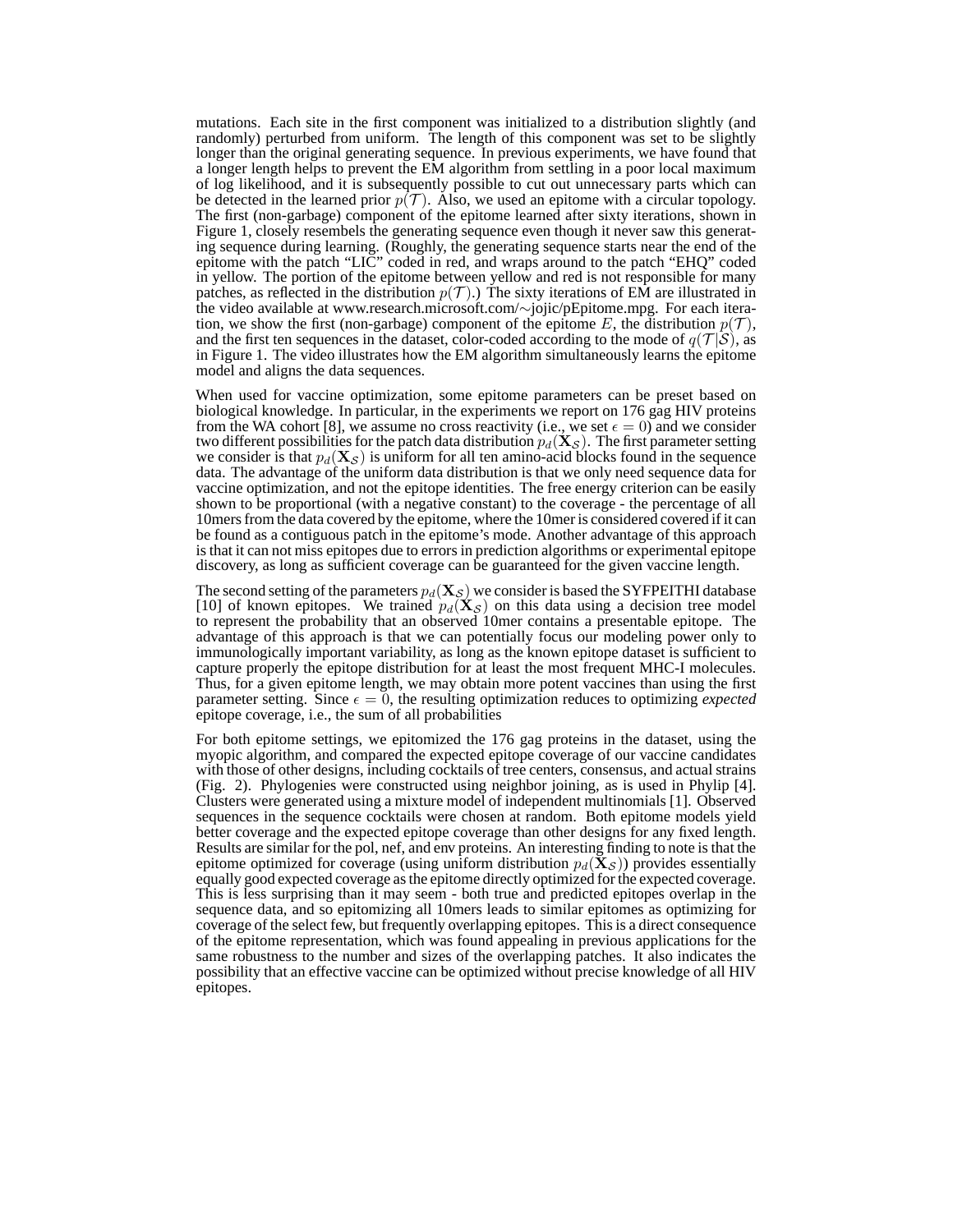mutations. Each site in the first component was initialized to a distribution slightly (and randomly) perturbed from uniform. The length of this component was set to be slightly longer than the original generating sequence. In previous experiments, we have found that a longer length helps to prevent the EM algorithm from settling in a poor local maximum of log likelihood, and it is subsequently possible to cut out unnecessary parts which can be detected in the learned prior $p(\mathcal{T})$. Also, we used an epitome with a circular topology. The first (non-garbage) component of the epitome learned after sixty iterations, shown in Figure 1, closely resembels the generating sequence even though it never saw this generating sequence during learning. (Roughly, the generating sequence starts near the end of the epitome with the patch "LIC" coded in red, and wraps around to the patch "EHQ" coded in yellow. The portion of the epitome between yellow and red is not responsible for many patches, as reflected in the distribution $p(\mathcal{T})$.) The sixty iterations of EM are illustrated in the video available at www.research.microsoft.com/∼jojic/pEpitome.mpg. For each iteration, we show the first (non-garbage) component of the epitome $E$, the distribution $p(\mathcal{T})$, and the first ten sequences in the dataset, color-coded according to the mode of $q(\mathcal{T}|\mathcal{S})$, as in Figure 1. The video illustrates how the EM algorithm simultaneously learns the epitome model and aligns the data sequences.

When used for vaccine optimization, some epitome parameters can be preset based on biological knowledge. In particular, in the experiments we report on 176 gag HIV proteins from the WA cohort [8], we assume no cross reactivity (i.e., we set $\epsilon = 0$) and we consider two different possibilities for the patch data distribution $p_d(\mathbf{X}_\mathcal{S})$. The first parameter setting we consider is that $p_d(\mathbf{X}_\mathcal{S})$ is uniform for all ten amino-acid blocks found in the sequence data. The advantage of the uniform data distribution is that we only need sequence data for vaccine optimization, and not the epitope identities. The free energy criterion can be easily shown to be proportional (with a negative constant) to the coverage - the percentage of all 10mers from the data covered by the epitome, where the 10mer is considered covered if it can be found as a contiguous patch in the epitome's mode. Another advantage of this approach is that it can not miss epitopes due to errors in prediction algorithms or experimental epitope discovery, as long as sufficient coverage can be guaranteed for the given vaccine length.

The second setting of the parameters $p_d(\mathbf{X}_\mathcal{S})$ we consider is based the SYFPEITHI database [10] of known epitopes. We trained $p_d(\mathbf{X}_\mathcal{S})$ on this data using a decision tree model to represent the probability that an observed 10mer contains a presentable epitope. The advantage of this approach is that we can potentially focus our modeling power only to immunologically important variability, as long as the known epitope dataset is sufficient to capture properly the epitope distribution for at least the most frequent MHC-I molecules. Thus, for a given epitome length, we may obtain more potent vaccines than using the first parameter setting. Since $\epsilon = 0$, the resulting optimization reduces to optimizing *expected* epitope coverage, i.e., the sum of all probabilities

For both epitome settings, we epitomized the 176 gag proteins in the dataset, using the myopic algorithm, and compared the expected epitope coverage of our vaccine candidates with those of other designs, including cocktails of tree centers, consensus, and actual strains (Fig. 2). Phylogenies were constructed using neighbor joining, as is used in Phylip [4]. Clusters were generated using a mixture model of independent multinomials [1]. Observed sequences in the sequence cocktails were chosen at random. Both epitome models yield better coverage and the expected epitope coverage than other designs for any fixed length. Results are similar for the pol, nef, and env proteins. An interesting finding to note is that the epitome optimized for coverage (using uniform distribution $p_d(\mathbf{X}_\mathcal{S})$) provides essentially equally good expected coverage as the epitome directly optimized for the expected coverage. This is less surprising than it may seem - both true and predicted epitopes overlap in the sequence data, and so epitomizing all 10mers leads to similar epitomes as optimizing for coverage of the select few, but frequently overlapping epitopes. This is a direct consequence of the epitome representation, which was found appealing in previous applications for the same robustness to the number and sizes of the overlapping patches. It also indicates the possibility that an effective vaccine can be optimized without precise knowledge of all HIV epitopes.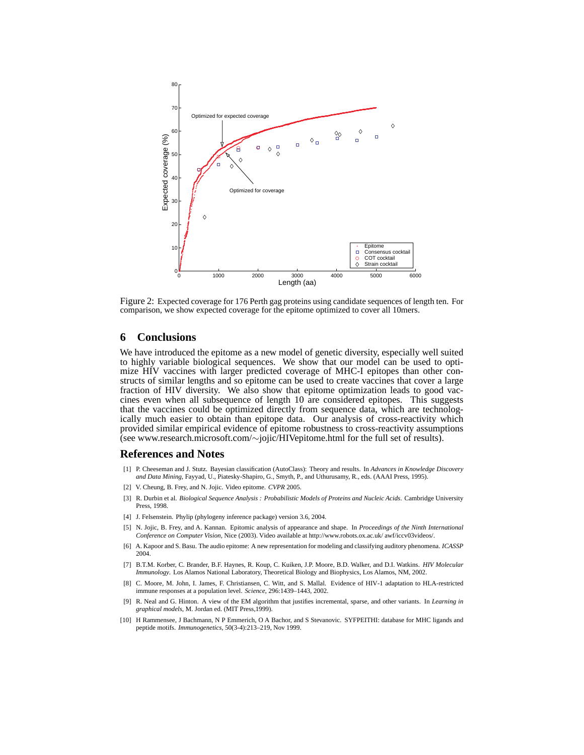Optimized for expected coverage

Optimized for coverage

Expected coverage (%)

Length (aa)

0
10
20
30
40
50
60
70
80

0
1000
2000
3000
4000
5000
6000

Epitome
Consensus cocktail
COT cocktail
Strain cocktail

Figure 2: Expected coverage for 176 Perth gag proteins using candidate sequences of length ten. For comparison, we show expected coverage for the epitome optimized to cover all 10mers.

## 6 Conclusions

We have introduced the epitome as a new model of genetic diversity, especially well suited to highly variable biological sequences. We show that our model can be used to optimize HIV vaccines with larger predicted coverage of MHC-I epitopes than other constructs of similar lengths and so epitome can be used to create vaccines that cover a large fraction of HIV diversity. We also show that epitome optimization leads to good vaccines even when all subsequence of length 10 are considered epitopes. This suggests that the vaccines could be optimized directly from sequence data, which are technologically much easier to obtain than epitope data. Our analysis of cross-reactivity which provided similar empirical evidence of epitome robustness to cross-reactivity assumptions (see www.research.microsoft.com/∼jojic/HIVepitome.html for the full set of results).

## References and Notes

[1] P. Cheeseman and J. Stutz. Bayesian classification (AutoClass): Theory and results. In *Advances in Knowledge Discovery and Data Mining*, Fayyad, U., Piatesky-Shapiro, G., Smyth, P., and Uthurusamy, R., eds. (AAAI Press, 1995).

[2] V. Cheung, B. Frey, and N. Jojic. Video epitome. *CVPR* 2005.

[3] R. Durbin et al. *Biological Sequence Analysis : Probabilistic Models of Proteins and Nucleic Acids*. Cambridge University Press, 1998.

[4] J. Felsenstein. Phylip (phylogeny inference package) version 3.6, 2004.

[5] N. Jojic, B. Frey, and A. Kannan. Epitomic analysis of appearance and shape. In *Proceedings of the Ninth International Conference on Computer Vision*, Nice (2003). Video available at http://www.robots.ox.ac.uk/ awf/iccv03videos/.

[6] A. Kapoor and S. Basu. The audio epitome: A new representation for modeling and classifying auditory phenomena. *ICASSP* 2004.

[7] B.T.M. Korber, C. Brander, B.F. Haynes, R. Koup, C. Kuiken, J.P. Moore, B.D. Walker, and D.I. Watkins. *HIV Molecular Immunology*. Los Alamos National Laboratory, Theoretical Biology and Biophysics, Los Alamos, NM, 2002.

[8] C. Moore, M. John, I. James, F. Christiansen, C. Witt, and S. Mallal. Evidence of HIV-1 adaptation to HLA-restricted immune responses at a population level. *Science*, 296:1439–1443, 2002.

[9] R. Neal and G. Hinton. A view of the EM algorithm that justifies incremental, sparse, and other variants. In *Learning in graphical models*, M. Jordan ed. (MIT Press,1999).

[10] H Rammensee, J Bachmann, N P Emmerich, O A Bachor, and S Stevanovic. SYFPEITHI: database for MHC ligands and peptide motifs. *Immunogenetics*, 50(3-4):213–219, Nov 1999.